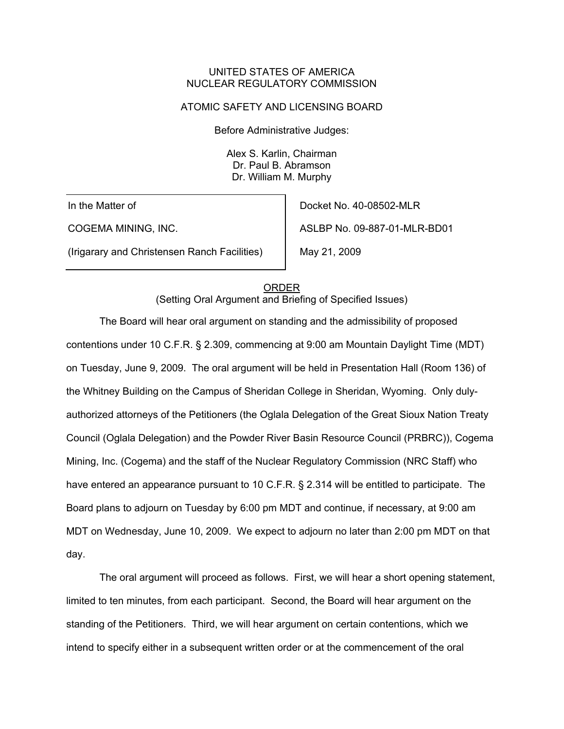UNITED STATES OF AMERICA
NUCLEAR REGULATORY COMMISSION

ATOMIC SAFETY AND LICENSING BOARD

Before Administrative Judges:

Alex S. Karlin, Chairman
Dr. Paul B. Abramson
Dr. William M. Murphy

| In the Matter of | Docket No. 40-08502-MLR |
|---|---|
| COGEMA MINING, INC. | ASLBP No. 09-887-01-MLR-BD01 |
| (Irigarary and Christensen Ranch Facilities) | May 21, 2009 |

ORDER
(Setting Oral Argument and Briefing of Specified Issues)

The Board will hear oral argument on standing and the admissibility of proposed contentions under 10 C.F.R. § 2.309, commencing at 9:00 am Mountain Daylight Time (MDT) on Tuesday, June 9, 2009. The oral argument will be held in Presentation Hall (Room 136) of the Whitney Building on the Campus of Sheridan College in Sheridan, Wyoming. Only duly-authorized attorneys of the Petitioners (the Oglala Delegation of the Great Sioux Nation Treaty Council (Oglala Delegation) and the Powder River Basin Resource Council (PRBRC)), Cogema Mining, Inc. (Cogema) and the staff of the Nuclear Regulatory Commission (NRC Staff) who have entered an appearance pursuant to 10 C.F.R. § 2.314 will be entitled to participate. The Board plans to adjourn on Tuesday by 6:00 pm MDT and continue, if necessary, at 9:00 am MDT on Wednesday, June 10, 2009. We expect to adjourn no later than 2:00 pm MDT on that day.

The oral argument will proceed as follows. First, we will hear a short opening statement, limited to ten minutes, from each participant. Second, the Board will hear argument on the standing of the Petitioners. Third, we will hear argument on certain contentions, which we intend to specify either in a subsequent written order or at the commencement of the oral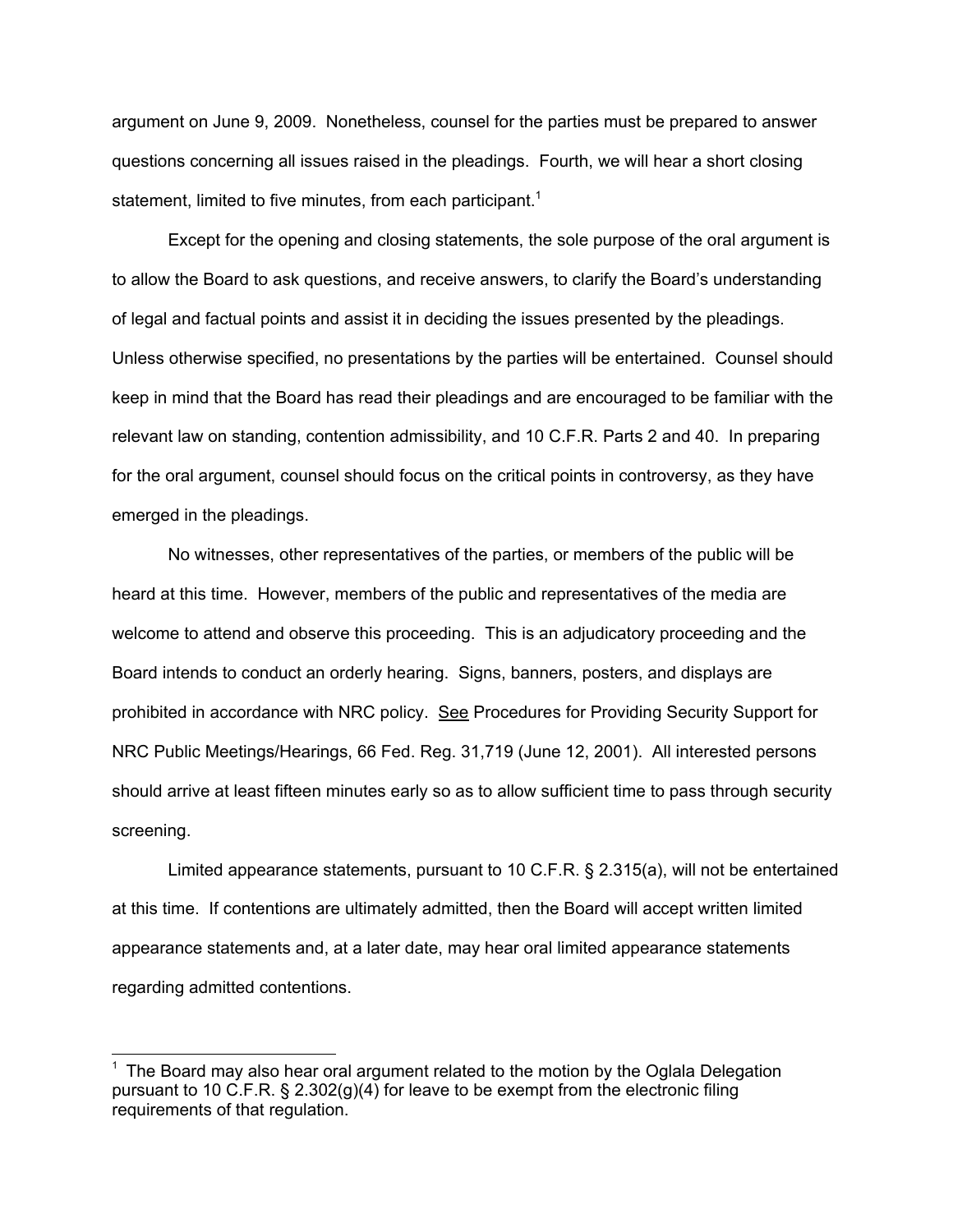argument on June 9, 2009. Nonetheless, counsel for the parties must be prepared to answer questions concerning all issues raised in the pleadings. Fourth, we will hear a short closing statement, limited to five minutes, from each participant.[1]

Except for the opening and closing statements, the sole purpose of the oral argument is to allow the Board to ask questions, and receive answers, to clarify the Board's understanding of legal and factual points and assist it in deciding the issues presented by the pleadings. Unless otherwise specified, no presentations by the parties will be entertained. Counsel should keep in mind that the Board has read their pleadings and are encouraged to be familiar with the relevant law on standing, contention admissibility, and 10 C.F.R. Parts 2 and 40. In preparing for the oral argument, counsel should focus on the critical points in controversy, as they have emerged in the pleadings.

No witnesses, other representatives of the parties, or members of the public will be heard at this time. However, members of the public and representatives of the media are welcome to attend and observe this proceeding. This is an adjudicatory proceeding and the Board intends to conduct an orderly hearing. Signs, banners, posters, and displays are prohibited in accordance with NRC policy. See Procedures for Providing Security Support for NRC Public Meetings/Hearings, 66 Fed. Reg. 31,719 (June 12, 2001). All interested persons should arrive at least fifteen minutes early so as to allow sufficient time to pass through security screening.

Limited appearance statements, pursuant to 10 C.F.R. § 2.315(a), will not be entertained at this time. If contentions are ultimately admitted, then the Board will accept written limited appearance statements and, at a later date, may hear oral limited appearance statements regarding admitted contentions.

---

[1] The Board may also hear oral argument related to the motion by the Oglala Delegation pursuant to 10 C.F.R. § 2.302(g)(4) for leave to be exempt from the electronic filing requirements of that regulation.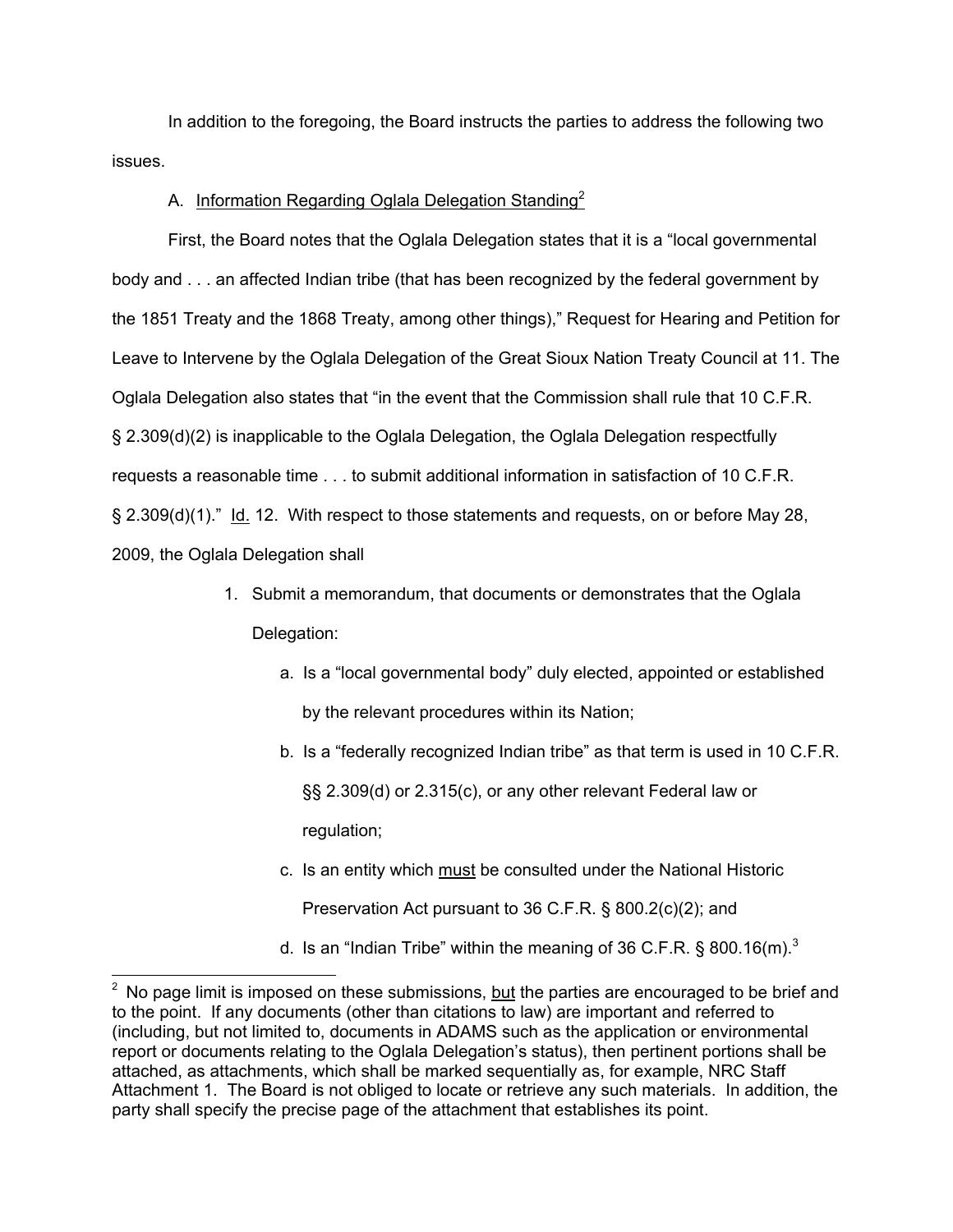In addition to the foregoing, the Board instructs the parties to address the following two issues.

A. Information Regarding Oglala Delegation Standing[2]

First, the Board notes that the Oglala Delegation states that it is a "local governmental body and . . . an affected Indian tribe (that has been recognized by the federal government by the 1851 Treaty and the 1868 Treaty, among other things)," Request for Hearing and Petition for Leave to Intervene by the Oglala Delegation of the Great Sioux Nation Treaty Council at 11. The Oglala Delegation also states that "in the event that the Commission shall rule that 10 C.F.R. § 2.309(d)(2) is inapplicable to the Oglala Delegation, the Oglala Delegation respectfully requests a reasonable time . . . to submit additional information in satisfaction of 10 C.F.R. § 2.309(d)(1)." Id. 12. With respect to those statements and requests, on or before May 28, 2009, the Oglala Delegation shall

1. Submit a memorandum, that documents or demonstrates that the Oglala Delegation:
    a. Is a "local governmental body" duly elected, appointed or established by the relevant procedures within its Nation;
    b. Is a "federally recognized Indian tribe" as that term is used in 10 C.F.R. §§ 2.309(d) or 2.315(c), or any other relevant Federal law or regulation;
    c. Is an entity which must be consulted under the National Historic Preservation Act pursuant to 36 C.F.R. § 800.2(c)(2); and
    d. Is an "Indian Tribe" within the meaning of 36 C.F.R. § 800.16(m).[3]

[2] No page limit is imposed on these submissions, but the parties are encouraged to be brief and to the point. If any documents (other than citations to law) are important and referred to (including, but not limited to, documents in ADAMS such as the application or environmental report or documents relating to the Oglala Delegation's status), then pertinent portions shall be attached, as attachments, which shall be marked sequentially as, for example, NRC Staff Attachment 1. The Board is not obliged to locate or retrieve any such materials. In addition, the party shall specify the precise page of the attachment that establishes its point.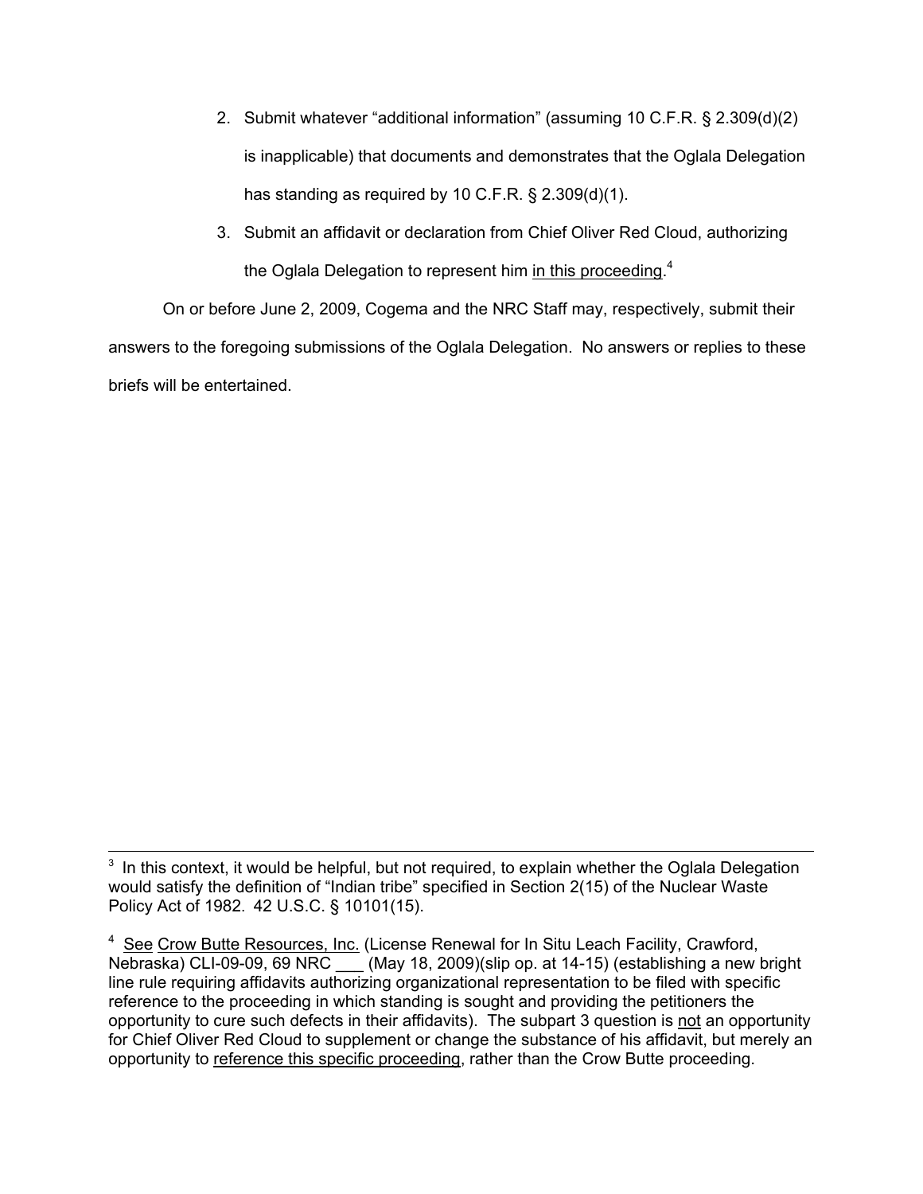2. Submit whatever "additional information" (assuming 10 C.F.R. § 2.309(d)(2) is inapplicable) that documents and demonstrates that the Oglala Delegation has standing as required by 10 C.F.R. § 2.309(d)(1).

3. Submit an affidavit or declaration from Chief Oliver Red Cloud, authorizing the Oglala Delegation to represent him <u>in this proceeding</u>.[4]

On or before June 2, 2009, Cogema and the NRC Staff may, respectively, submit their answers to the foregoing submissions of the Oglala Delegation. No answers or replies to these briefs will be entertained.

---

[3] In this context, it would be helpful, but not required, to explain whether the Oglala Delegation would satisfy the definition of "Indian tribe" specified in Section 2(15) of the Nuclear Waste Policy Act of 1982. 42 U.S.C. § 10101(15).

[4] <u>See</u> <u>Crow Butte Resources, Inc.</u> (License Renewal for In Situ Leach Facility, Crawford, Nebraska) CLI-09-09, 69 NRC ___ (May 18, 2009)(slip op. at 14-15) (establishing a new bright line rule requiring affidavits authorizing organizational representation to be filed with specific reference to the proceeding in which standing is sought and providing the petitioners the opportunity to cure such defects in their affidavits). The subpart 3 question is <u>not</u> an opportunity for Chief Oliver Red Cloud to supplement or change the substance of his affidavit, but merely an opportunity to <u>reference this specific proceeding</u>, rather than the Crow Butte proceeding.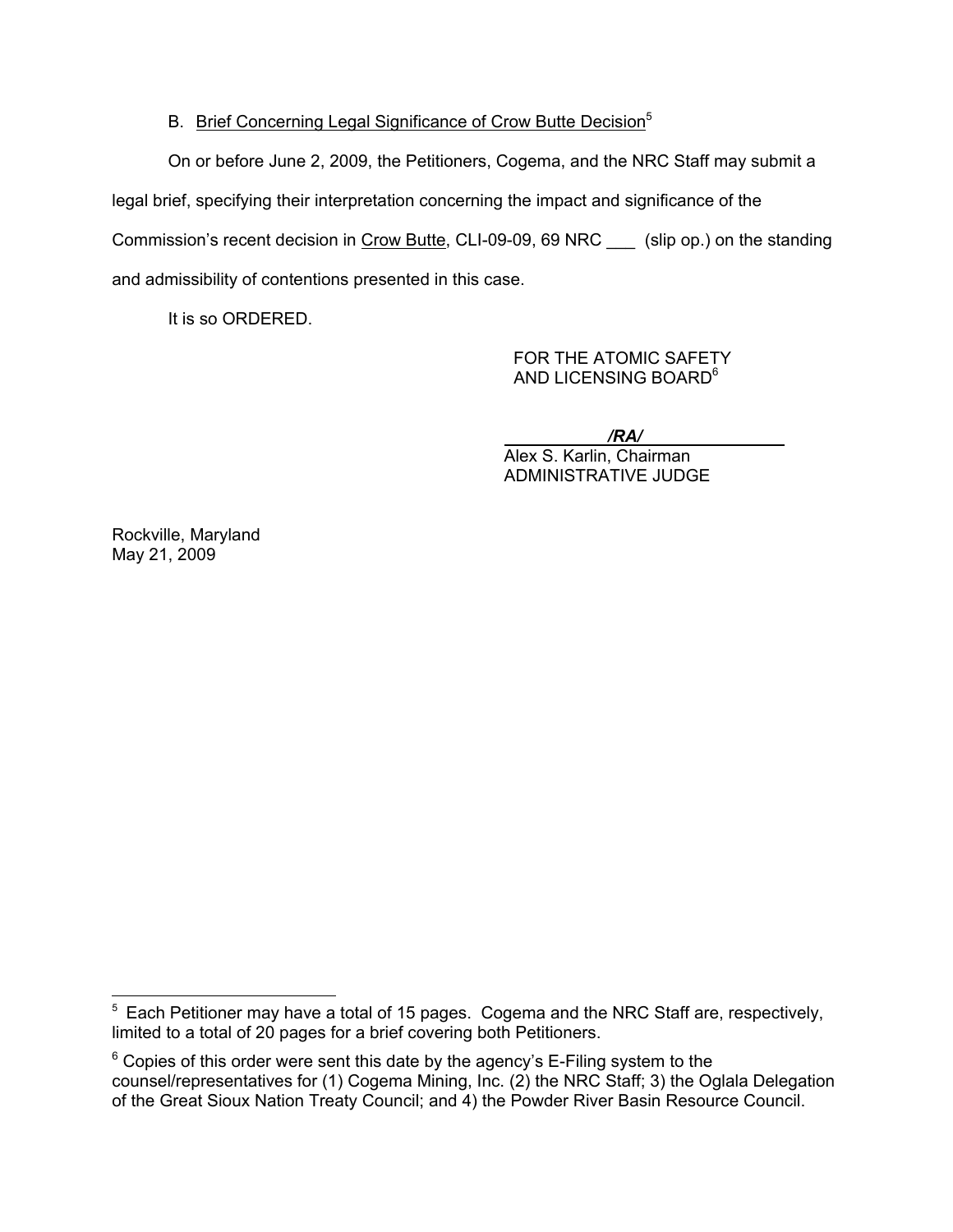B. Brief Concerning Legal Significance of Crow Butte Decision[5]

On or before June 2, 2009, the Petitioners, Cogema, and the NRC Staff may submit a legal brief, specifying their interpretation concerning the impact and significance of the Commission's recent decision in Crow Butte, CLI-09-09, 69 NRC ___ (slip op.) on the standing and admissibility of contentions presented in this case.

It is so ORDERED.

FOR THE ATOMIC SAFETY
AND LICENSING BOARD[6]

*/RA/*

Alex S. Karlin, Chairman
ADMINISTRATIVE JUDGE

Rockville, Maryland
May 21, 2009

---

[5] Each Petitioner may have a total of 15 pages. Cogema and the NRC Staff are, respectively, limited to a total of 20 pages for a brief covering both Petitioners.

[6] Copies of this order were sent this date by the agency's E-Filing system to the counsel/representatives for (1) Cogema Mining, Inc. (2) the NRC Staff; 3) the Oglala Delegation of the Great Sioux Nation Treaty Council; and 4) the Powder River Basin Resource Council.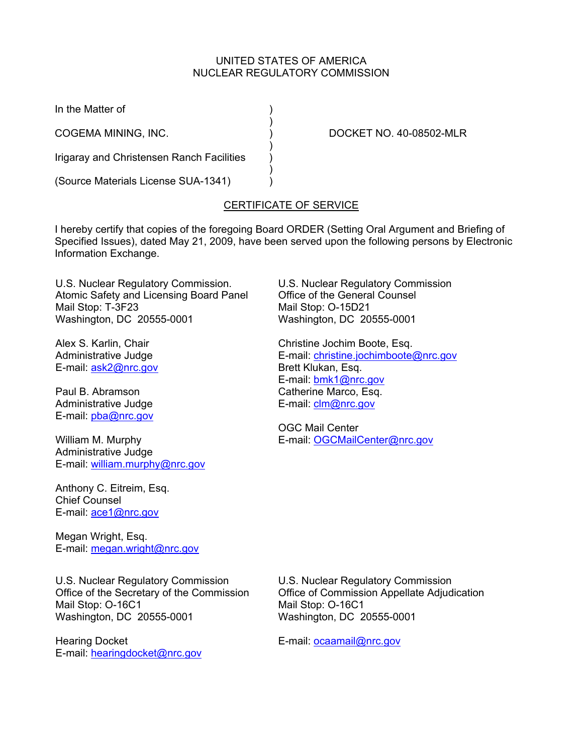UNITED STATES OF AMERICA
NUCLEAR REGULATORY COMMISSION

In the Matter of )
)
COGEMA MINING, INC. ) DOCKET NO. 40-08502-MLR
)
Irigaray and Christensen Ranch Facilities )
)
(Source Materials License SUA-1341) )

## CERTIFICATE OF SERVICE

I hereby certify that copies of the foregoing Board ORDER (Setting Oral Argument and Briefing of Specified Issues), dated May 21, 2009, have been served upon the following persons by Electronic Information Exchange.

U.S. Nuclear Regulatory Commission.
Atomic Safety and Licensing Board Panel
Mail Stop: T-3F23
Washington, DC 20555-0001

Alex S. Karlin, Chair
Administrative Judge
E-mail: ask2@nrc.gov

Paul B. Abramson
Administrative Judge
E-mail: pba@nrc.gov

William M. Murphy
Administrative Judge
E-mail: william.murphy@nrc.gov

Anthony C. Eitreim, Esq.
Chief Counsel
E-mail: ace1@nrc.gov

Megan Wright, Esq.
E-mail: megan.wright@nrc.gov

U.S. Nuclear Regulatory Commission
Office of the General Counsel
Mail Stop: O-15D21
Washington, DC 20555-0001

Christine Jochim Boote, Esq.
E-mail: christine.jochimboote@nrc.gov
Brett Klukan, Esq.
E-mail: bmk1@nrc.gov
Catherine Marco, Esq.
E-mail: clm@nrc.gov

OGC Mail Center
E-mail: OGCMailCenter@nrc.gov

U.S. Nuclear Regulatory Commission
Office of the Secretary of the Commission
Mail Stop: O-16C1
Washington, DC 20555-0001

Hearing Docket
E-mail: hearingdocket@nrc.gov

U.S. Nuclear Regulatory Commission
Office of Commission Appellate Adjudication
Mail Stop: O-16C1
Washington, DC 20555-0001

E-mail: ocaamail@nrc.gov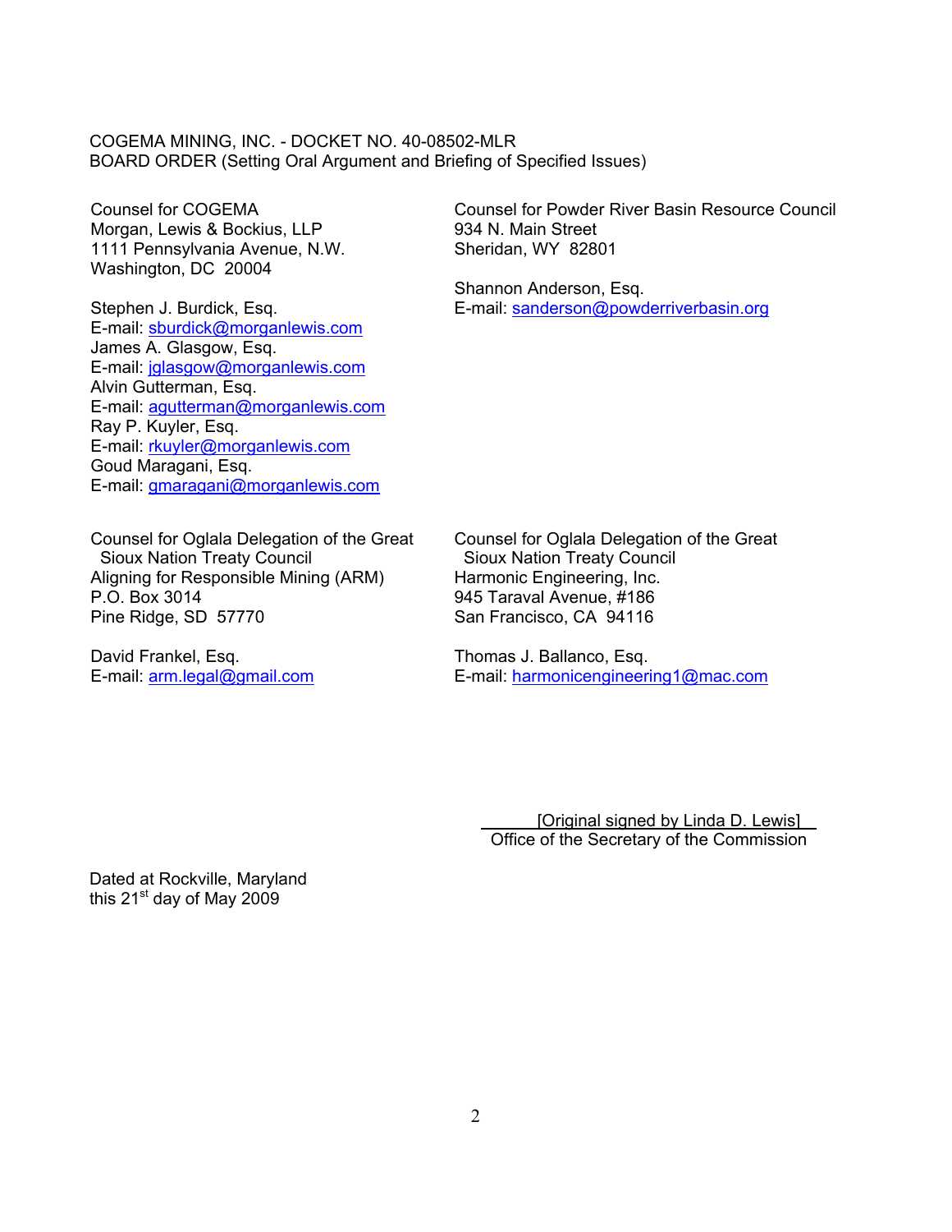COGEMA MINING, INC. - DOCKET NO. 40-08502-MLR
BOARD ORDER (Setting Oral Argument and Briefing of Specified Issues)

Counsel for COGEMA
Morgan, Lewis & Bockius, LLP
1111 Pennsylvania Avenue, N.W.
Washington, DC 20004

Stephen J. Burdick, Esq.
E-mail: sburdick@morganlewis.com
James A. Glasgow, Esq.
E-mail: jglasgow@morganlewis.com
Alvin Gutterman, Esq.
E-mail: agutterman@morganlewis.com
Ray P. Kuyler, Esq.
E-mail: rkuyler@morganlewis.com
Goud Maragani, Esq.
E-mail: gmaragani@morganlewis.com

Counsel for Powder River Basin Resource Council
934 N. Main Street
Sheridan, WY 82801

Shannon Anderson, Esq.
E-mail: sanderson@powderriverbasin.org

Counsel for Oglala Delegation of the Great Sioux Nation Treaty Council
Aligning for Responsible Mining (ARM)
P.O. Box 3014
Pine Ridge, SD 57770

David Frankel, Esq.
E-mail: arm.legal@gmail.com

Counsel for Oglala Delegation of the Great Sioux Nation Treaty Council
Harmonic Engineering, Inc.
945 Taraval Avenue, #186
San Francisco, CA 94116

Thomas J. Ballanco, Esq.
E-mail: harmonicengineering1@mac.com

[Original signed by Linda D. Lewis]
Office of the Secretary of the Commission

Dated at Rockville, Maryland
this 21st day of May 2009